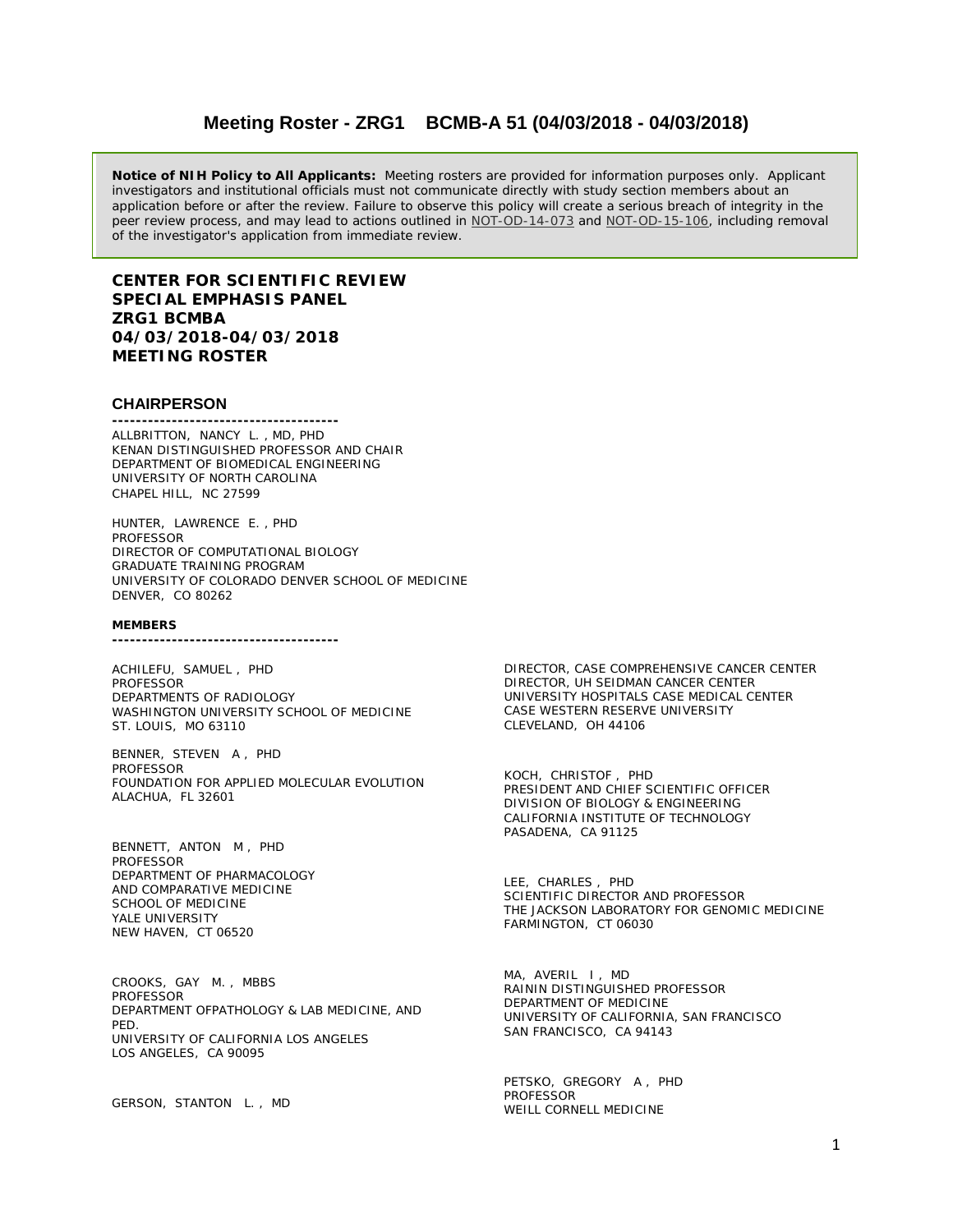# Meeting Roster - ZRG1 BCMB-A 51 (04/03/2018 - 04/03/2018)

**Notice of NIH Policy to All Applicants:** Meeting rosters are provided for information purposes only. Applicant investigators and institutional officials must not communicate directly with study section members about an application before or after the review. Failure to observe this policy will create a serious breach of integrity in the peer review process, and may lead to actions outlined in NOT-OD-14-073 and NOT-OD-15-106, including removal of the investigator's application from immediate review.

**CENTER FOR SCIENTIFIC REVIEW**
**SPECIAL EMPHASIS PANEL**
**ZRG1 BCMBA**
**04/03/2018-04/03/2018**
**MEETING ROSTER**

## CHAIRPERSON

ALLBRITTON, NANCY L. , MD, PHD
KENAN DISTINGUISHED PROFESSOR AND CHAIR
DEPARTMENT OF BIOMEDICAL ENGINEERING
UNIVERSITY OF NORTH CAROLINA
CHAPEL HILL, NC 27599

HUNTER, LAWRENCE E. , PHD
PROFESSOR
DIRECTOR OF COMPUTATIONAL BIOLOGY
GRADUATE TRAINING PROGRAM
UNIVERSITY OF COLORADO DENVER SCHOOL OF MEDICINE
DENVER, CO 80262

### MEMBERS

ACHILEFU, SAMUEL , PHD
PROFESSOR
DEPARTMENTS OF RADIOLOGY
WASHINGTON UNIVERSITY SCHOOL OF MEDICINE
ST. LOUIS, MO 63110

BENNER, STEVEN A , PHD
PROFESSOR
FOUNDATION FOR APPLIED MOLECULAR EVOLUTION
ALACHUA, FL 32601

BENNETT, ANTON M , PHD
PROFESSOR
DEPARTMENT OF PHARMACOLOGY
AND COMPARATIVE MEDICINE
SCHOOL OF MEDICINE
YALE UNIVERSITY
NEW HAVEN, CT 06520

CROOKS, GAY M. , MBBS
PROFESSOR
DEPARTMENT OFPATHOLOGY & LAB MEDICINE, AND PED.
UNIVERSITY OF CALIFORNIA LOS ANGELES
LOS ANGELES, CA 90095

GERSON, STANTON L. , MD
DIRECTOR, CASE COMPREHENSIVE CANCER CENTER
DIRECTOR, UH SEIDMAN CANCER CENTER
UNIVERSITY HOSPITALS CASE MEDICAL CENTER
CASE WESTERN RESERVE UNIVERSITY
CLEVELAND, OH 44106

KOCH, CHRISTOF , PHD
PRESIDENT AND CHIEF SCIENTIFIC OFFICER
DIVISION OF BIOLOGY & ENGINEERING
CALIFORNIA INSTITUTE OF TECHNOLOGY
PASADENA, CA 91125

LEE, CHARLES , PHD
SCIENTIFIC DIRECTOR AND PROFESSOR
THE JACKSON LABORATORY FOR GENOMIC MEDICINE
FARMINGTON, CT 06030

MA, AVERIL I , MD
RAININ DISTINGUISHED PROFESSOR
DEPARTMENT OF MEDICINE
UNIVERSITY OF CALIFORNIA, SAN FRANCISCO
SAN FRANCISCO, CA 94143

PETSKO, GREGORY A , PHD
PROFESSOR
WEILL CORNELL MEDICINE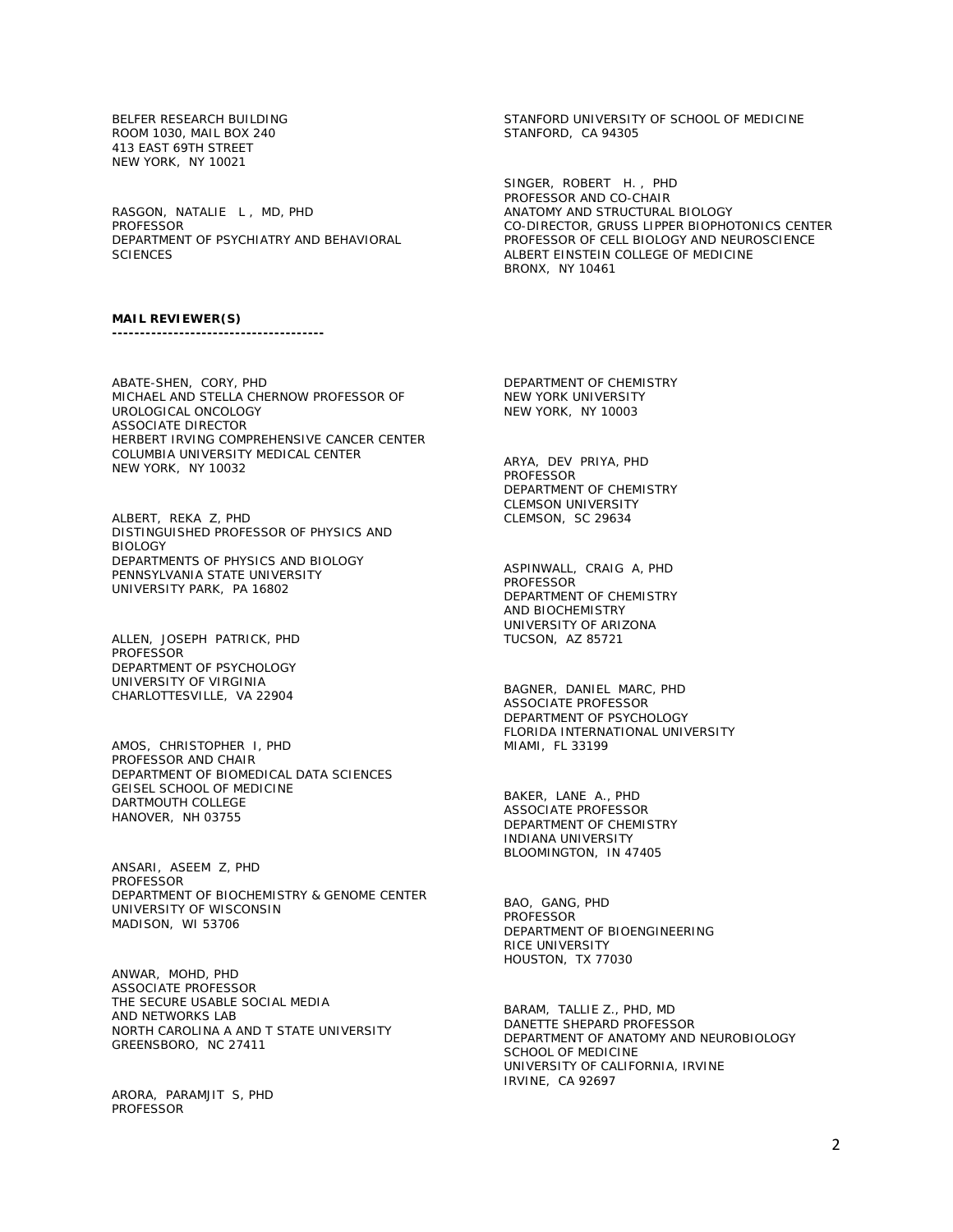BELFER RESEARCH BUILDING
ROOM 1030, MAIL BOX 240
413 EAST 69TH STREET
NEW YORK, NY 10021

RASGON, NATALIE L , MD, PHD
PROFESSOR
DEPARTMENT OF PSYCHIATRY AND BEHAVIORAL SCIENCES
STANFORD UNIVERSITY OF SCHOOL OF MEDICINE
STANFORD, CA 94305

SINGER, ROBERT H. , PHD
PROFESSOR AND CO-CHAIR
ANATOMY AND STRUCTURAL BIOLOGY
CO-DIRECTOR, GRUSS LIPPER BIOPHOTONICS CENTER
PROFESSOR OF CELL BIOLOGY AND NEUROSCIENCE
ALBERT EINSTEIN COLLEGE OF MEDICINE
BRONX, NY 10461

**MAIL REVIEWER(S)**

---

ABATE-SHEN, CORY, PHD
MICHAEL AND STELLA CHERNOW PROFESSOR OF UROLOGICAL ONCOLOGY
ASSOCIATE DIRECTOR
HERBERT IRVING COMPREHENSIVE CANCER CENTER
COLUMBIA UNIVERSITY MEDICAL CENTER
NEW YORK, NY 10032

ALBERT, REKA Z, PHD
DISTINGUISHED PROFESSOR OF PHYSICS AND BIOLOGY
DEPARTMENTS OF PHYSICS AND BIOLOGY
PENNSYLVANIA STATE UNIVERSITY
UNIVERSITY PARK, PA 16802

ALLEN, JOSEPH PATRICK, PHD
PROFESSOR
DEPARTMENT OF PSYCHOLOGY
UNIVERSITY OF VIRGINIA
CHARLOTTESVILLE, VA 22904

AMOS, CHRISTOPHER I, PHD
PROFESSOR AND CHAIR
DEPARTMENT OF BIOMEDICAL DATA SCIENCES
GEISEL SCHOOL OF MEDICINE
DARTMOUTH COLLEGE
HANOVER, NH 03755

ANSARI, ASEEM Z, PHD
PROFESSOR
DEPARTMENT OF BIOCHEMISTRY & GENOME CENTER
UNIVERSITY OF WISCONSIN
MADISON, WI 53706

ANWAR, MOHD, PHD
ASSOCIATE PROFESSOR
THE SECURE USABLE SOCIAL MEDIA AND NETWORKS LAB
NORTH CAROLINA A AND T STATE UNIVERSITY
GREENSBORO, NC 27411

ARORA, PARAMJIT S, PHD
PROFESSOR
DEPARTMENT OF CHEMISTRY
NEW YORK UNIVERSITY
NEW YORK, NY 10003

ARYA, DEV PRIYA, PHD
PROFESSOR
DEPARTMENT OF CHEMISTRY
CLEMSON UNIVERSITY
CLEMSON, SC 29634

ASPINWALL, CRAIG A, PHD
PROFESSOR
DEPARTMENT OF CHEMISTRY AND BIOCHEMISTRY
UNIVERSITY OF ARIZONA
TUCSON, AZ 85721

BAGNER, DANIEL MARC, PHD
ASSOCIATE PROFESSOR
DEPARTMENT OF PSYCHOLOGY
FLORIDA INTERNATIONAL UNIVERSITY
MIAMI, FL 33199

BAKER, LANE A., PHD
ASSOCIATE PROFESSOR
DEPARTMENT OF CHEMISTRY
INDIANA UNIVERSITY
BLOOMINGTON, IN 47405

BAO, GANG, PHD
PROFESSOR
DEPARTMENT OF BIOENGINEERING
RICE UNIVERSITY
HOUSTON, TX 77030

BARAM, TALLIE Z., PHD, MD
DANETTE SHEPARD PROFESSOR
DEPARTMENT OF ANATOMY AND NEUROBIOLOGY
SCHOOL OF MEDICINE
UNIVERSITY OF CALIFORNIA, IRVINE
IRVINE, CA 92697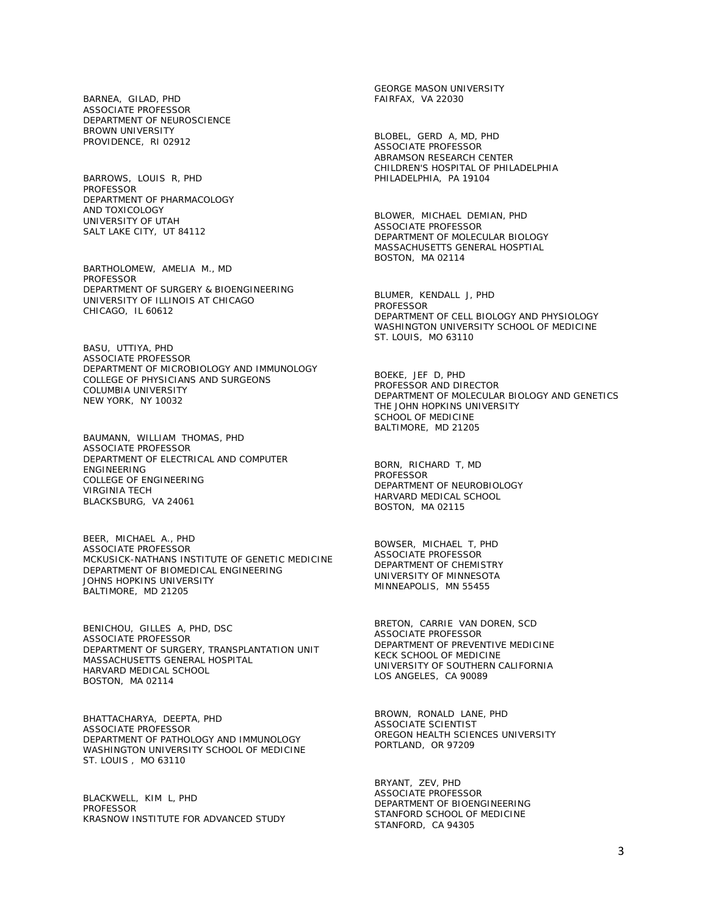BARNEA, GILAD, PHD
ASSOCIATE PROFESSOR
DEPARTMENT OF NEUROSCIENCE
BROWN UNIVERSITY
PROVIDENCE, RI 02912

BARROWS, LOUIS R, PHD
PROFESSOR
DEPARTMENT OF PHARMACOLOGY
AND TOXICOLOGY
UNIVERSITY OF UTAH
SALT LAKE CITY, UT 84112

BARTHOLOMEW, AMELIA M., MD
PROFESSOR
DEPARTMENT OF SURGERY & BIOENGINEERING
UNIVERSITY OF ILLINOIS AT CHICAGO
CHICAGO, IL 60612

BASU, UTTIYA, PHD
ASSOCIATE PROFESSOR
DEPARTMENT OF MICROBIOLOGY AND IMMUNOLOGY
COLLEGE OF PHYSICIANS AND SURGEONS
COLUMBIA UNIVERSITY
NEW YORK, NY 10032

BAUMANN, WILLIAM THOMAS, PHD
ASSOCIATE PROFESSOR
DEPARTMENT OF ELECTRICAL AND COMPUTER
ENGINEERING
COLLEGE OF ENGINEERING
VIRGINIA TECH
BLACKSBURG, VA 24061

BEER, MICHAEL A., PHD
ASSOCIATE PROFESSOR
MCKUSICK-NATHANS INSTITUTE OF GENETIC MEDICINE
DEPARTMENT OF BIOMEDICAL ENGINEERING
JOHNS HOPKINS UNIVERSITY
BALTIMORE, MD 21205

BENICHOU, GILLES A, PHD, DSC
ASSOCIATE PROFESSOR
DEPARTMENT OF SURGERY, TRANSPLANTATION UNIT
MASSACHUSETTS GENERAL HOSPITAL
HARVARD MEDICAL SCHOOL
BOSTON, MA 02114

BHATTACHARYA, DEEPTA, PHD
ASSOCIATE PROFESSOR
DEPARTMENT OF PATHOLOGY AND IMMUNOLOGY
WASHINGTON UNIVERSITY SCHOOL OF MEDICINE
ST. LOUIS , MO 63110

BLACKWELL, KIM L, PHD
PROFESSOR
KRASNOW INSTITUTE FOR ADVANCED STUDY
GEORGE MASON UNIVERSITY
FAIRFAX, VA 22030

BLOBEL, GERD A, MD, PHD
ASSOCIATE PROFESSOR
ABRAMSON RESEARCH CENTER
CHILDREN'S HOSPITAL OF PHILADELPHIA
PHILADELPHIA, PA 19104

BLOWER, MICHAEL DEMIAN, PHD
ASSOCIATE PROFESSOR
DEPARTMENT OF MOLECULAR BIOLOGY
MASSACHUSETTS GENERAL HOSPTIAL
BOSTON, MA 02114

BLUMER, KENDALL J, PHD
PROFESSOR
DEPARTMENT OF CELL BIOLOGY AND PHYSIOLOGY
WASHINGTON UNIVERSITY SCHOOL OF MEDICINE
ST. LOUIS, MO 63110

BOEKE, JEF D, PHD
PROFESSOR AND DIRECTOR
DEPARTMENT OF MOLECULAR BIOLOGY AND GENETICS
THE JOHN HOPKINS UNIVERSITY
SCHOOL OF MEDICINE
BALTIMORE, MD 21205

BORN, RICHARD T, MD
PROFESSOR
DEPARTMENT OF NEUROBIOLOGY
HARVARD MEDICAL SCHOOL
BOSTON, MA 02115

BOWSER, MICHAEL T, PHD
ASSOCIATE PROFESSOR
DEPARTMENT OF CHEMISTRY
UNIVERSITY OF MINNESOTA
MINNEAPOLIS, MN 55455

BRETON, CARRIE VAN DOREN, SCD
ASSOCIATE PROFESSOR
DEPARTMENT OF PREVENTIVE MEDICINE
KECK SCHOOL OF MEDICINE
UNIVERSITY OF SOUTHERN CALIFORNIA
LOS ANGELES, CA 90089

BROWN, RONALD LANE, PHD
ASSOCIATE SCIENTIST
OREGON HEALTH SCIENCES UNIVERSITY
PORTLAND, OR 97209

BRYANT, ZEV, PHD
ASSOCIATE PROFESSOR
DEPARTMENT OF BIOENGINEERING
STANFORD SCHOOL OF MEDICINE
STANFORD, CA 94305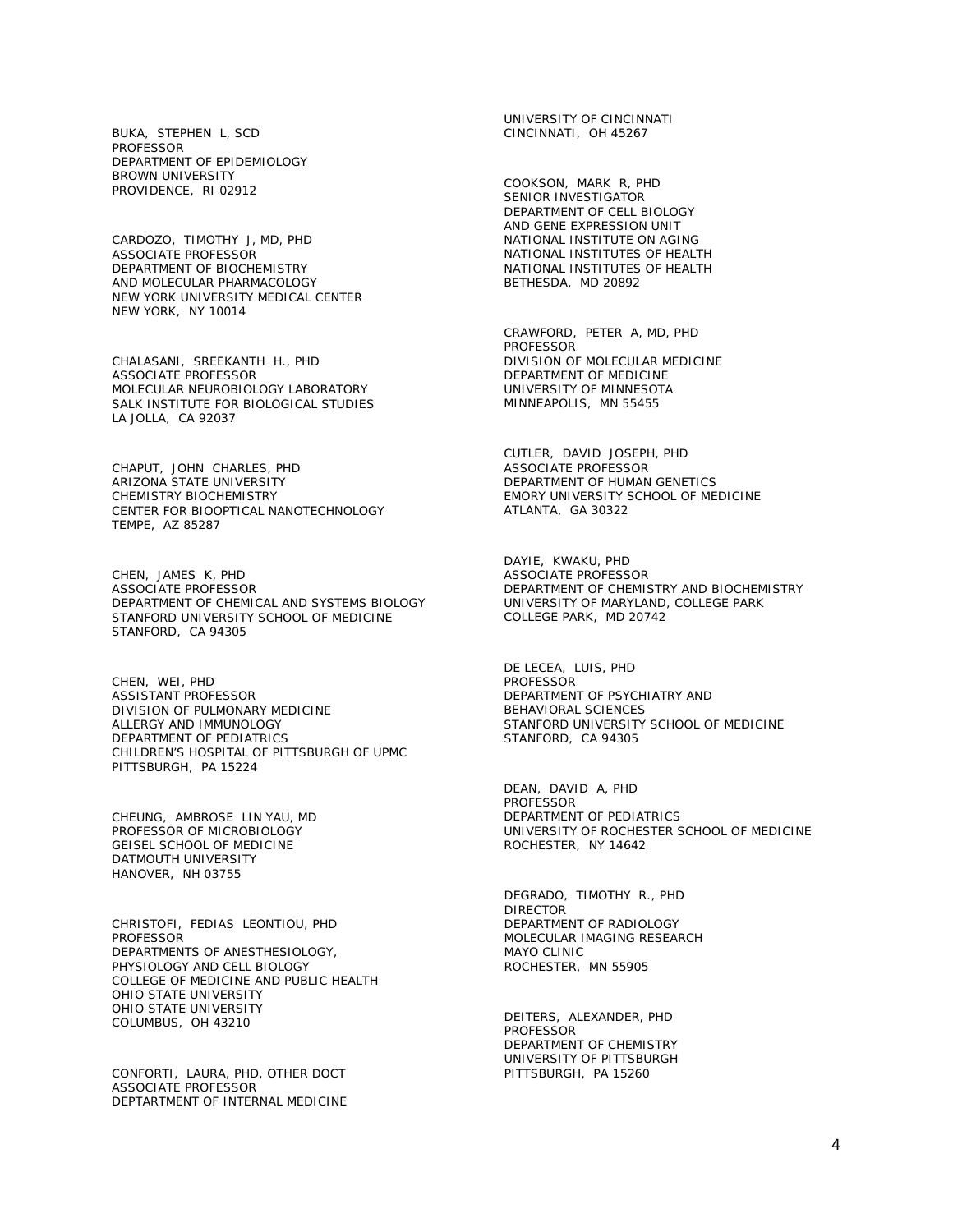BUKA, STEPHEN L, SCD
PROFESSOR
DEPARTMENT OF EPIDEMIOLOGY
BROWN UNIVERSITY
PROVIDENCE, RI 02912

CARDOZO, TIMOTHY J, MD, PHD
ASSOCIATE PROFESSOR
DEPARTMENT OF BIOCHEMISTRY
AND MOLECULAR PHARMACOLOGY
NEW YORK UNIVERSITY MEDICAL CENTER
NEW YORK, NY 10014

CHALASANI, SREEKANTH H., PHD
ASSOCIATE PROFESSOR
MOLECULAR NEUROBIOLOGY LABORATORY
SALK INSTITUTE FOR BIOLOGICAL STUDIES
LA JOLLA, CA 92037

CHAPUT, JOHN CHARLES, PHD
ARIZONA STATE UNIVERSITY
CHEMISTRY BIOCHEMISTRY
CENTER FOR BIOOPTICAL NANOTECHNOLOGY
TEMPE, AZ 85287

CHEN, JAMES K, PHD
ASSOCIATE PROFESSOR
DEPARTMENT OF CHEMICAL AND SYSTEMS BIOLOGY
STANFORD UNIVERSITY SCHOOL OF MEDICINE
STANFORD, CA 94305

CHEN, WEI, PHD
ASSISTANT PROFESSOR
DIVISION OF PULMONARY MEDICINE
ALLERGY AND IMMUNOLOGY
DEPARTMENT OF PEDIATRICS
CHILDREN'S HOSPITAL OF PITTSBURGH OF UPMC
PITTSBURGH, PA 15224

CHEUNG, AMBROSE LIN YAU, MD
PROFESSOR OF MICROBIOLOGY
GEISEL SCHOOL OF MEDICINE
DATMOUTH UNIVERSITY
HANOVER, NH 03755

CHRISTOFI, FEDIAS LEONTIOU, PHD
PROFESSOR
DEPARTMENTS OF ANESTHESIOLOGY,
PHYSIOLOGY AND CELL BIOLOGY
COLLEGE OF MEDICINE AND PUBLIC HEALTH
OHIO STATE UNIVERSITY
OHIO STATE UNIVERSITY
COLUMBUS, OH 43210

CONFORTI, LAURA, PHD, OTHER DOCT
ASSOCIATE PROFESSOR
DEPTARTMENT OF INTERNAL MEDICINE
UNIVERSITY OF CINCINNATI
CINCINNATI, OH 45267

COOKSON, MARK R, PHD
SENIOR INVESTIGATOR
DEPARTMENT OF CELL BIOLOGY
AND GENE EXPRESSION UNIT
NATIONAL INSTITUTE ON AGING
NATIONAL INSTITUTES OF HEALTH
NATIONAL INSTITUTES OF HEALTH
BETHESDA, MD 20892

CRAWFORD, PETER A, MD, PHD
PROFESSOR
DIVISION OF MOLECULAR MEDICINE
DEPARTMENT OF MEDICINE
UNIVERSITY OF MINNESOTA
MINNEAPOLIS, MN 55455

CUTLER, DAVID JOSEPH, PHD
ASSOCIATE PROFESSOR
DEPARTMENT OF HUMAN GENETICS
EMORY UNIVERSITY SCHOOL OF MEDICINE
ATLANTA, GA 30322

DAYIE, KWAKU, PHD
ASSOCIATE PROFESSOR
DEPARTMENT OF CHEMISTRY AND BIOCHEMISTRY
UNIVERSITY OF MARYLAND, COLLEGE PARK
COLLEGE PARK, MD 20742

DE LECEA, LUIS, PHD
PROFESSOR
DEPARTMENT OF PSYCHIATRY AND
BEHAVIORAL SCIENCES
STANFORD UNIVERSITY SCHOOL OF MEDICINE
STANFORD, CA 94305

DEAN, DAVID A, PHD
PROFESSOR
DEPARTMENT OF PEDIATRICS
UNIVERSITY OF ROCHESTER SCHOOL OF MEDICINE
ROCHESTER, NY 14642

DEGRADO, TIMOTHY R., PHD
DIRECTOR
DEPARTMENT OF RADIOLOGY
MOLECULAR IMAGING RESEARCH
MAYO CLINIC
ROCHESTER, MN 55905

DEITERS, ALEXANDER, PHD
PROFESSOR
DEPARTMENT OF CHEMISTRY
UNIVERSITY OF PITTSBURGH
PITTSBURGH, PA 15260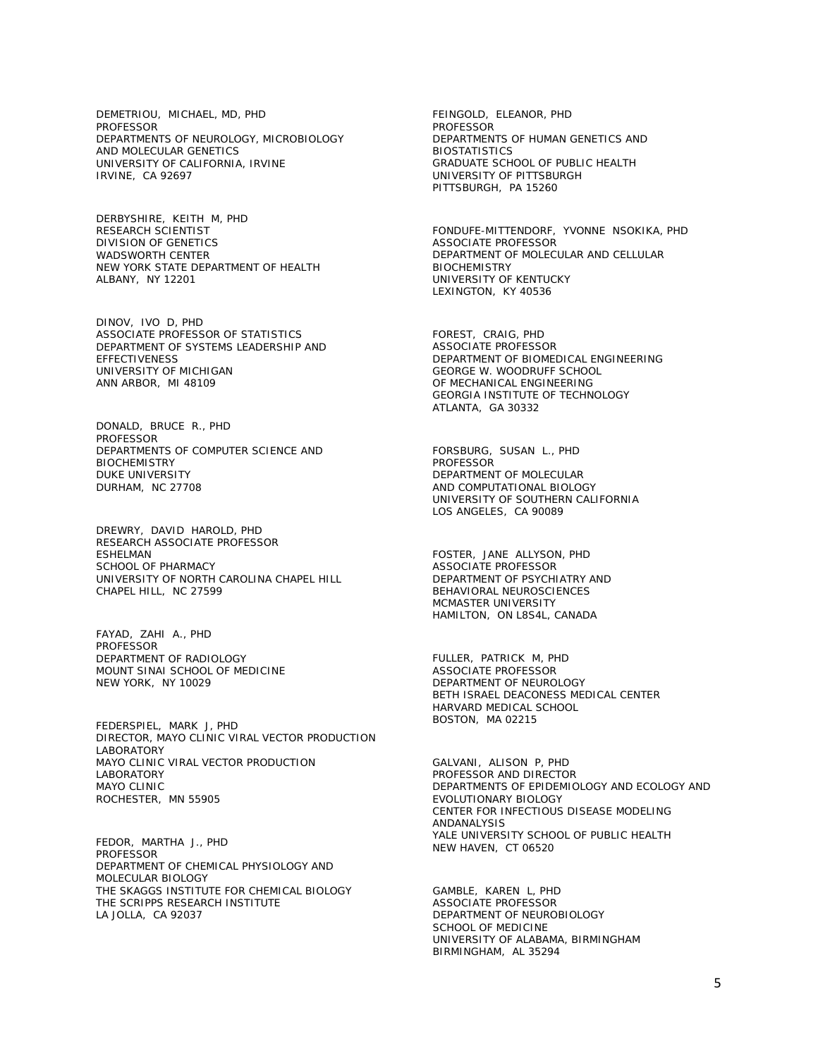DEMETRIOU, MICHAEL, MD, PHD
PROFESSOR
DEPARTMENTS OF NEUROLOGY, MICROBIOLOGY AND MOLECULAR GENETICS
UNIVERSITY OF CALIFORNIA, IRVINE
IRVINE, CA 92697

DERBYSHIRE, KEITH M, PHD
RESEARCH SCIENTIST
DIVISION OF GENETICS
WADSWORTH CENTER
NEW YORK STATE DEPARTMENT OF HEALTH
ALBANY, NY 12201

DINOV, IVO D, PHD
ASSOCIATE PROFESSOR OF STATISTICS
DEPARTMENT OF SYSTEMS LEADERSHIP AND EFFECTIVENESS
UNIVERSITY OF MICHIGAN
ANN ARBOR, MI 48109

DONALD, BRUCE R., PHD
PROFESSOR
DEPARTMENTS OF COMPUTER SCIENCE AND BIOCHEMISTRY
DUKE UNIVERSITY
DURHAM, NC 27708

DREWRY, DAVID HAROLD, PHD
RESEARCH ASSOCIATE PROFESSOR
ESHELMAN
SCHOOL OF PHARMACY
UNIVERSITY OF NORTH CAROLINA CHAPEL HILL
CHAPEL HILL, NC 27599

FAYAD, ZAHI A., PHD
PROFESSOR
DEPARTMENT OF RADIOLOGY
MOUNT SINAI SCHOOL OF MEDICINE
NEW YORK, NY 10029

FEDERSPIEL, MARK J, PHD
DIRECTOR, MAYO CLINIC VIRAL VECTOR PRODUCTION LABORATORY
MAYO CLINIC VIRAL VECTOR PRODUCTION LABORATORY
MAYO CLINIC
ROCHESTER, MN 55905

FEDOR, MARTHA J., PHD
PROFESSOR
DEPARTMENT OF CHEMICAL PHYSIOLOGY AND MOLECULAR BIOLOGY
THE SKAGGS INSTITUTE FOR CHEMICAL BIOLOGY
THE SCRIPPS RESEARCH INSTITUTE
LA JOLLA, CA 92037

FEINGOLD, ELEANOR, PHD
PROFESSOR
DEPARTMENTS OF HUMAN GENETICS AND BIOSTATISTICS
GRADUATE SCHOOL OF PUBLIC HEALTH
UNIVERSITY OF PITTSBURGH
PITTSBURGH, PA 15260

FONDUFE-MITTENDORF, YVONNE NSOKIKA, PHD
ASSOCIATE PROFESSOR
DEPARTMENT OF MOLECULAR AND CELLULAR BIOCHEMISTRY
UNIVERSITY OF KENTUCKY
LEXINGTON, KY 40536

FOREST, CRAIG, PHD
ASSOCIATE PROFESSOR
DEPARTMENT OF BIOMEDICAL ENGINEERING
GEORGE W. WOODRUFF SCHOOL OF MECHANICAL ENGINEERING
GEORGIA INSTITUTE OF TECHNOLOGY
ATLANTA, GA 30332

FORSBURG, SUSAN L., PHD
PROFESSOR
DEPARTMENT OF MOLECULAR AND COMPUTATIONAL BIOLOGY
UNIVERSITY OF SOUTHERN CALIFORNIA
LOS ANGELES, CA 90089

FOSTER, JANE ALLYSON, PHD
ASSOCIATE PROFESSOR
DEPARTMENT OF PSYCHIATRY AND BEHAVIORAL NEUROSCIENCES
MCMASTER UNIVERSITY
HAMILTON, ON L8S4L, CANADA

FULLER, PATRICK M, PHD
ASSOCIATE PROFESSOR
DEPARTMENT OF NEUROLOGY
BETH ISRAEL DEACONESS MEDICAL CENTER
HARVARD MEDICAL SCHOOL
BOSTON, MA 02215

GALVANI, ALISON P, PHD
PROFESSOR AND DIRECTOR
DEPARTMENTS OF EPIDEMIOLOGY AND ECOLOGY AND EVOLUTIONARY BIOLOGY
CENTER FOR INFECTIOUS DISEASE MODELING ANDANALYSIS
YALE UNIVERSITY SCHOOL OF PUBLIC HEALTH
NEW HAVEN, CT 06520

GAMBLE, KAREN L, PHD
ASSOCIATE PROFESSOR
DEPARTMENT OF NEUROBIOLOGY
SCHOOL OF MEDICINE
UNIVERSITY OF ALABAMA, BIRMINGHAM
BIRMINGHAM, AL 35294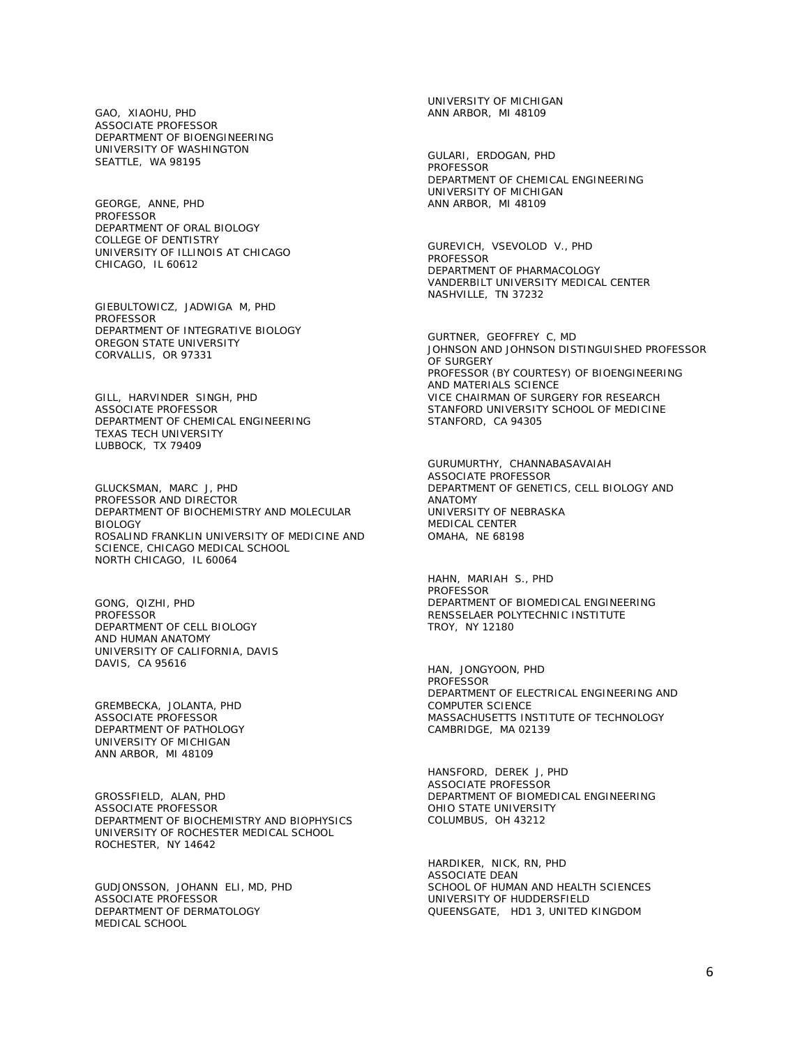GAO, XIAOHU, PHD
ASSOCIATE PROFESSOR
DEPARTMENT OF BIOENGINEERING
UNIVERSITY OF WASHINGTON
SEATTLE, WA 98195

GEORGE, ANNE, PHD
PROFESSOR
DEPARTMENT OF ORAL BIOLOGY
COLLEGE OF DENTISTRY
UNIVERSITY OF ILLINOIS AT CHICAGO
CHICAGO, IL 60612

GIEBULTOWICZ, JADWIGA M, PHD
PROFESSOR
DEPARTMENT OF INTEGRATIVE BIOLOGY
OREGON STATE UNIVERSITY
CORVALLIS, OR 97331

GILL, HARVINDER SINGH, PHD
ASSOCIATE PROFESSOR
DEPARTMENT OF CHEMICAL ENGINEERING
TEXAS TECH UNIVERSITY
LUBBOCK, TX 79409

GLUCKSMAN, MARC J, PHD
PROFESSOR AND DIRECTOR
DEPARTMENT OF BIOCHEMISTRY AND MOLECULAR BIOLOGY
ROSALIND FRANKLIN UNIVERSITY OF MEDICINE AND SCIENCE, CHICAGO MEDICAL SCHOOL
NORTH CHICAGO, IL 60064

GONG, QIZHI, PHD
PROFESSOR
DEPARTMENT OF CELL BIOLOGY
AND HUMAN ANATOMY
UNIVERSITY OF CALIFORNIA, DAVIS
DAVIS, CA 95616

GREMBECKA, JOLANTA, PHD
ASSOCIATE PROFESSOR
DEPARTMENT OF PATHOLOGY
UNIVERSITY OF MICHIGAN
ANN ARBOR, MI 48109

GROSSFIELD, ALAN, PHD
ASSOCIATE PROFESSOR
DEPARTMENT OF BIOCHEMISTRY AND BIOPHYSICS
UNIVERSITY OF ROCHESTER MEDICAL SCHOOL
ROCHESTER, NY 14642

GUDJONSSON, JOHANN ELI, MD, PHD
ASSOCIATE PROFESSOR
DEPARTMENT OF DERMATOLOGY
MEDICAL SCHOOL
UNIVERSITY OF MICHIGAN
ANN ARBOR, MI 48109

GULARI, ERDOGAN, PHD
PROFESSOR
DEPARTMENT OF CHEMICAL ENGINEERING
UNIVERSITY OF MICHIGAN
ANN ARBOR, MI 48109

GUREVICH, VSEVOLOD V., PHD
PROFESSOR
DEPARTMENT OF PHARMACOLOGY
VANDERBILT UNIVERSITY MEDICAL CENTER
NASHVILLE, TN 37232

GURTNER, GEOFFREY C, MD
JOHNSON AND JOHNSON DISTINGUISHED PROFESSOR OF SURGERY
PROFESSOR (BY COURTESY) OF BIOENGINEERING AND MATERIALS SCIENCE
VICE CHAIRMAN OF SURGERY FOR RESEARCH
STANFORD UNIVERSITY SCHOOL OF MEDICINE
STANFORD, CA 94305

GURUMURTHY, CHANNABASAVAIAH
ASSOCIATE PROFESSOR
DEPARTMENT OF GENETICS, CELL BIOLOGY AND ANATOMY
UNIVERSITY OF NEBRASKA
MEDICAL CENTER
OMAHA, NE 68198

HAHN, MARIAH S., PHD
PROFESSOR
DEPARTMENT OF BIOMEDICAL ENGINEERING
RENSSELAER POLYTECHNIC INSTITUTE
TROY, NY 12180

HAN, JONGYOON, PHD
PROFESSOR
DEPARTMENT OF ELECTRICAL ENGINEERING AND COMPUTER SCIENCE
MASSACHUSETTS INSTITUTE OF TECHNOLOGY
CAMBRIDGE, MA 02139

HANSFORD, DEREK J, PHD
ASSOCIATE PROFESSOR
DEPARTMENT OF BIOMEDICAL ENGINEERING
OHIO STATE UNIVERSITY
COLUMBUS, OH 43212

HARDIKER, NICK, RN, PHD
ASSOCIATE DEAN
SCHOOL OF HUMAN AND HEALTH SCIENCES
UNIVERSITY OF HUDDERSFIELD
QUEENSGATE, HD1 3, UNITED KINGDOM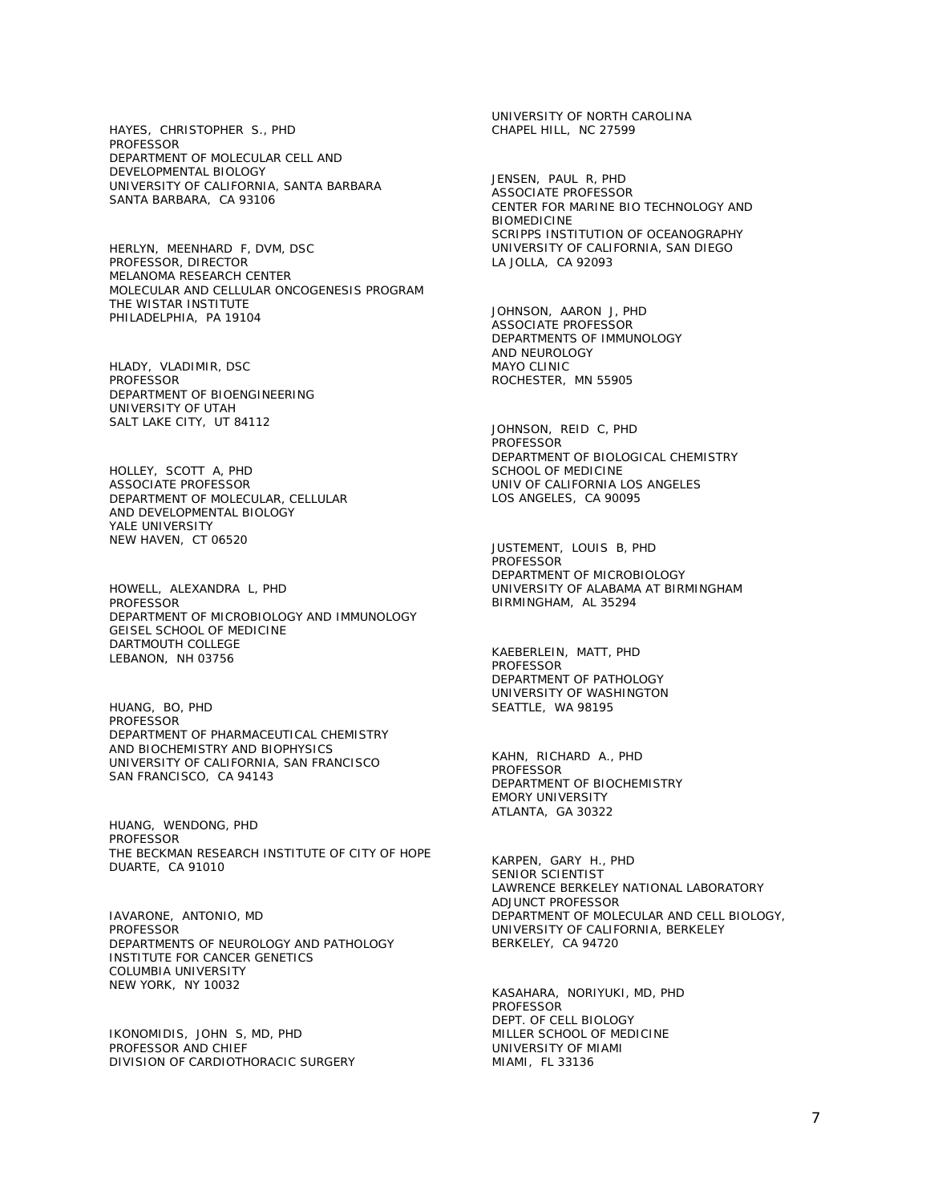HAYES, CHRISTOPHER S., PHD
PROFESSOR
DEPARTMENT OF MOLECULAR CELL AND
DEVELOPMENTAL BIOLOGY
UNIVERSITY OF CALIFORNIA, SANTA BARBARA
SANTA BARBARA, CA 93106

HERLYN, MEENHARD F, DVM, DSC
PROFESSOR, DIRECTOR
MELANOMA RESEARCH CENTER
MOLECULAR AND CELLULAR ONCOGENESIS PROGRAM
THE WISTAR INSTITUTE
PHILADELPHIA, PA 19104

HLADY, VLADIMIR, DSC
PROFESSOR
DEPARTMENT OF BIOENGINEERING
UNIVERSITY OF UTAH
SALT LAKE CITY, UT 84112

HOLLEY, SCOTT A, PHD
ASSOCIATE PROFESSOR
DEPARTMENT OF MOLECULAR, CELLULAR
AND DEVELOPMENTAL BIOLOGY
YALE UNIVERSITY
NEW HAVEN, CT 06520

HOWELL, ALEXANDRA L, PHD
PROFESSOR
DEPARTMENT OF MICROBIOLOGY AND IMMUNOLOGY
GEISEL SCHOOL OF MEDICINE
DARTMOUTH COLLEGE
LEBANON, NH 03756

HUANG, BO, PHD
PROFESSOR
DEPARTMENT OF PHARMACEUTICAL CHEMISTRY
AND BIOCHEMISTRY AND BIOPHYSICS
UNIVERSITY OF CALIFORNIA, SAN FRANCISCO
SAN FRANCISCO, CA 94143

HUANG, WENDONG, PHD
PROFESSOR
THE BECKMAN RESEARCH INSTITUTE OF CITY OF HOPE
DUARTE, CA 91010

IAVARONE, ANTONIO, MD
PROFESSOR
DEPARTMENTS OF NEUROLOGY AND PATHOLOGY
INSTITUTE FOR CANCER GENETICS
COLUMBIA UNIVERSITY
NEW YORK, NY 10032

IKONOMIDIS, JOHN S, MD, PHD
PROFESSOR AND CHIEF
DIVISION OF CARDIOTHORACIC SURGERY
UNIVERSITY OF NORTH CAROLINA
CHAPEL HILL, NC 27599

JENSEN, PAUL R, PHD
ASSOCIATE PROFESSOR
CENTER FOR MARINE BIO TECHNOLOGY AND
BIOMEDICINE
SCRIPPS INSTITUTION OF OCEANOGRAPHY
UNIVERSITY OF CALIFORNIA, SAN DIEGO
LA JOLLA, CA 92093

JOHNSON, AARON J, PHD
ASSOCIATE PROFESSOR
DEPARTMENTS OF IMMUNOLOGY
AND NEUROLOGY
MAYO CLINIC
ROCHESTER, MN 55905

JOHNSON, REID C, PHD
PROFESSOR
DEPARTMENT OF BIOLOGICAL CHEMISTRY
SCHOOL OF MEDICINE
UNIV OF CALIFORNIA LOS ANGELES
LOS ANGELES, CA 90095

JUSTEMENT, LOUIS B, PHD
PROFESSOR
DEPARTMENT OF MICROBIOLOGY
UNIVERSITY OF ALABAMA AT BIRMINGHAM
BIRMINGHAM, AL 35294

KAEBERLEIN, MATT, PHD
PROFESSOR
DEPARTMENT OF PATHOLOGY
UNIVERSITY OF WASHINGTON
SEATTLE, WA 98195

KAHN, RICHARD A., PHD
PROFESSOR
DEPARTMENT OF BIOCHEMISTRY
EMORY UNIVERSITY
ATLANTA, GA 30322

KARPEN, GARY H., PHD
SENIOR SCIENTIST
LAWRENCE BERKELEY NATIONAL LABORATORY
ADJUNCT PROFESSOR
DEPARTMENT OF MOLECULAR AND CELL BIOLOGY,
UNIVERSITY OF CALIFORNIA, BERKELEY
BERKELEY, CA 94720

KASAHARA, NORIYUKI, MD, PHD
PROFESSOR
DEPT. OF CELL BIOLOGY
MILLER SCHOOL OF MEDICINE
UNIVERSITY OF MIAMI
MIAMI, FL 33136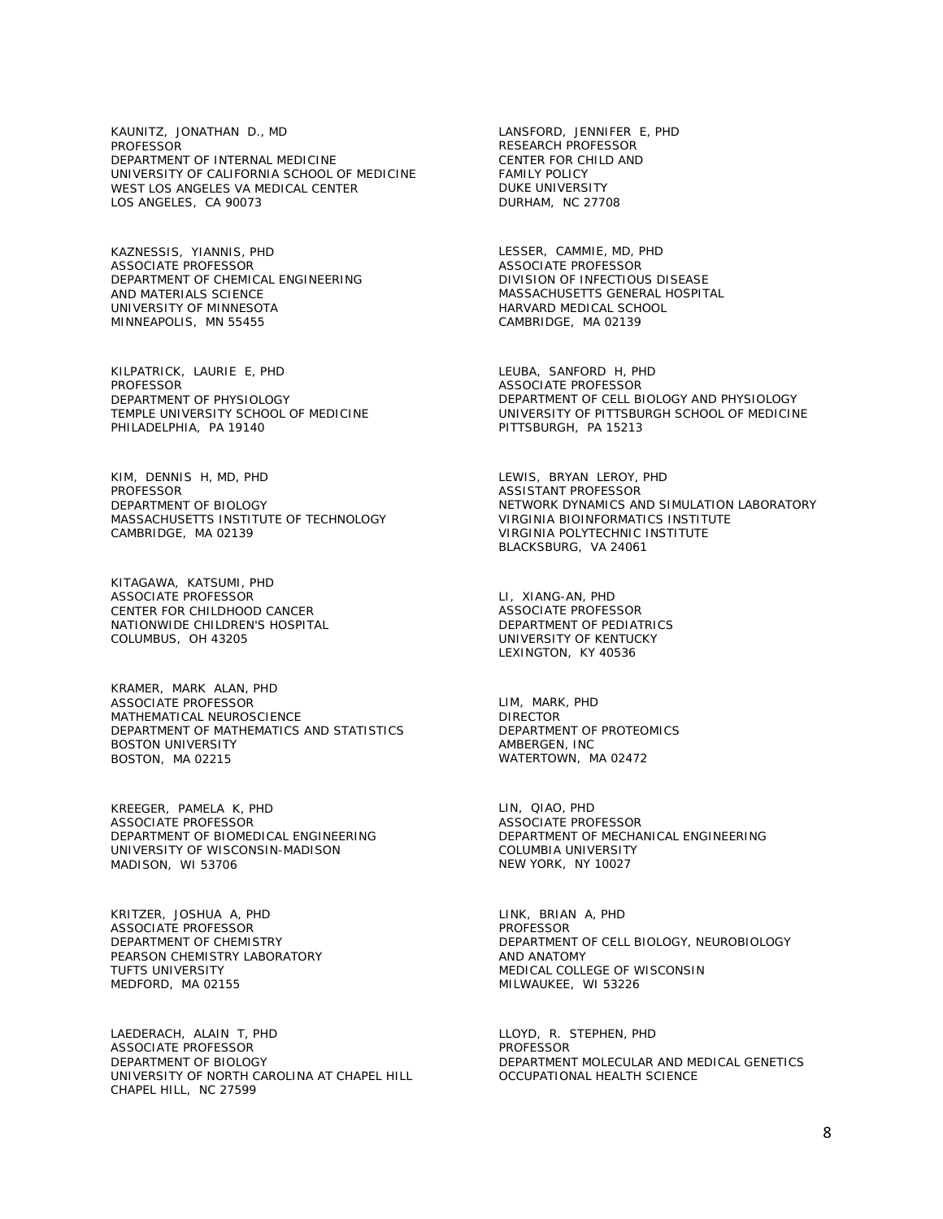KAUNITZ, JONATHAN D., MD
PROFESSOR
DEPARTMENT OF INTERNAL MEDICINE
UNIVERSITY OF CALIFORNIA SCHOOL OF MEDICINE
WEST LOS ANGELES VA MEDICAL CENTER
LOS ANGELES, CA 90073

KAZNESSIS, YIANNIS, PHD
ASSOCIATE PROFESSOR
DEPARTMENT OF CHEMICAL ENGINEERING
AND MATERIALS SCIENCE
UNIVERSITY OF MINNESOTA
MINNEAPOLIS, MN 55455

KILPATRICK, LAURIE E, PHD
PROFESSOR
DEPARTMENT OF PHYSIOLOGY
TEMPLE UNIVERSITY SCHOOL OF MEDICINE
PHILADELPHIA, PA 19140

KIM, DENNIS H, MD, PHD
PROFESSOR
DEPARTMENT OF BIOLOGY
MASSACHUSETTS INSTITUTE OF TECHNOLOGY
CAMBRIDGE, MA 02139

KITAGAWA, KATSUMI, PHD
ASSOCIATE PROFESSOR
CENTER FOR CHILDHOOD CANCER
NATIONWIDE CHILDREN'S HOSPITAL
COLUMBUS, OH 43205

KRAMER, MARK ALAN, PHD
ASSOCIATE PROFESSOR
MATHEMATICAL NEUROSCIENCE
DEPARTMENT OF MATHEMATICS AND STATISTICS
BOSTON UNIVERSITY
BOSTON, MA 02215

KREEGER, PAMELA K, PHD
ASSOCIATE PROFESSOR
DEPARTMENT OF BIOMEDICAL ENGINEERING
UNIVERSITY OF WISCONSIN-MADISON
MADISON, WI 53706

KRITZER, JOSHUA A, PHD
ASSOCIATE PROFESSOR
DEPARTMENT OF CHEMISTRY
PEARSON CHEMISTRY LABORATORY
TUFTS UNIVERSITY
MEDFORD, MA 02155

LAEDERACH, ALAIN T, PHD
ASSOCIATE PROFESSOR
DEPARTMENT OF BIOLOGY
UNIVERSITY OF NORTH CAROLINA AT CHAPEL HILL
CHAPEL HILL, NC 27599

LANSFORD, JENNIFER E, PHD
RESEARCH PROFESSOR
CENTER FOR CHILD AND
FAMILY POLICY
DUKE UNIVERSITY
DURHAM, NC 27708

LESSER, CAMMIE, MD, PHD
ASSOCIATE PROFESSOR
DIVISION OF INFECTIOUS DISEASE
MASSACHUSETTS GENERAL HOSPITAL
HARVARD MEDICAL SCHOOL
CAMBRIDGE, MA 02139

LEUBA, SANFORD H, PHD
ASSOCIATE PROFESSOR
DEPARTMENT OF CELL BIOLOGY AND PHYSIOLOGY
UNIVERSITY OF PITTSBURGH SCHOOL OF MEDICINE
PITTSBURGH, PA 15213

LEWIS, BRYAN LEROY, PHD
ASSISTANT PROFESSOR
NETWORK DYNAMICS AND SIMULATION LABORATORY
VIRGINIA BIOINFORMATICS INSTITUTE
VIRGINIA POLYTECHNIC INSTITUTE
BLACKSBURG, VA 24061

LI, XIANG-AN, PHD
ASSOCIATE PROFESSOR
DEPARTMENT OF PEDIATRICS
UNIVERSITY OF KENTUCKY
LEXINGTON, KY 40536

LIM, MARK, PHD
DIRECTOR
DEPARTMENT OF PROTEOMICS
AMBERGEN, INC
WATERTOWN, MA 02472

LIN, QIAO, PHD
ASSOCIATE PROFESSOR
DEPARTMENT OF MECHANICAL ENGINEERING
COLUMBIA UNIVERSITY
NEW YORK, NY 10027

LINK, BRIAN A, PHD
PROFESSOR
DEPARTMENT OF CELL BIOLOGY, NEUROBIOLOGY
AND ANATOMY
MEDICAL COLLEGE OF WISCONSIN
MILWAUKEE, WI 53226

LLOYD, R. STEPHEN, PHD
PROFESSOR
DEPARTMENT MOLECULAR AND MEDICAL GENETICS
OCCUPATIONAL HEALTH SCIENCE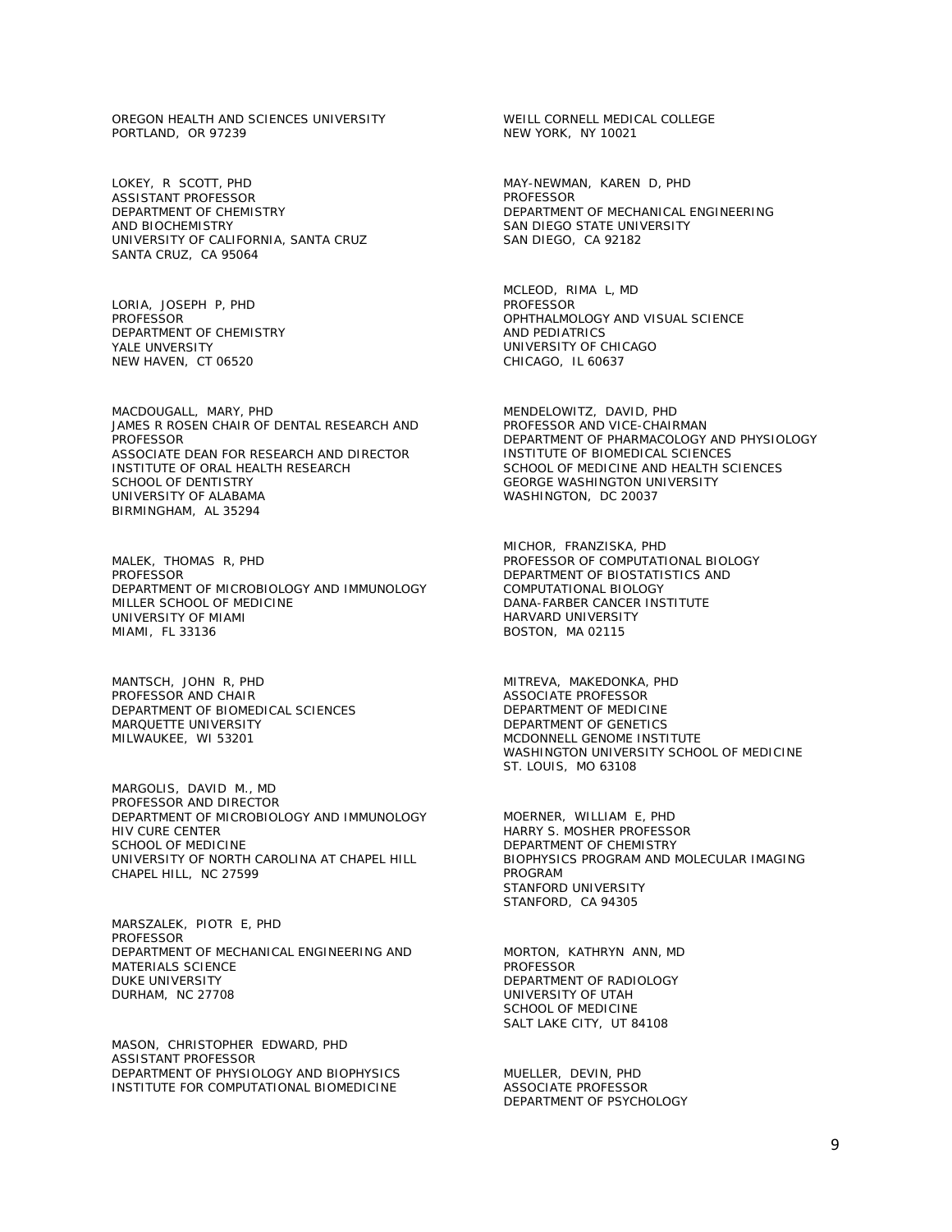OREGON HEALTH AND SCIENCES UNIVERSITY
PORTLAND, OR 97239

LOKEY, R SCOTT, PHD
ASSISTANT PROFESSOR
DEPARTMENT OF CHEMISTRY
AND BIOCHEMISTRY
UNIVERSITY OF CALIFORNIA, SANTA CRUZ
SANTA CRUZ, CA 95064

LORIA, JOSEPH P, PHD
PROFESSOR
DEPARTMENT OF CHEMISTRY
YALE UNVERSITY
NEW HAVEN, CT 06520

MACDOUGALL, MARY, PHD
JAMES R ROSEN CHAIR OF DENTAL RESEARCH AND PROFESSOR
ASSOCIATE DEAN FOR RESEARCH AND DIRECTOR
INSTITUTE OF ORAL HEALTH RESEARCH
SCHOOL OF DENTISTRY
UNIVERSITY OF ALABAMA
BIRMINGHAM, AL 35294

MALEK, THOMAS R, PHD
PROFESSOR
DEPARTMENT OF MICROBIOLOGY AND IMMUNOLOGY
MILLER SCHOOL OF MEDICINE
UNIVERSITY OF MIAMI
MIAMI, FL 33136

MANTSCH, JOHN R, PHD
PROFESSOR AND CHAIR
DEPARTMENT OF BIOMEDICAL SCIENCES
MARQUETTE UNIVERSITY
MILWAUKEE, WI 53201

MARGOLIS, DAVID M., MD
PROFESSOR AND DIRECTOR
DEPARTMENT OF MICROBIOLOGY AND IMMUNOLOGY
HIV CURE CENTER
SCHOOL OF MEDICINE
UNIVERSITY OF NORTH CAROLINA AT CHAPEL HILL
CHAPEL HILL, NC 27599

MARSZALEK, PIOTR E, PHD
PROFESSOR
DEPARTMENT OF MECHANICAL ENGINEERING AND MATERIALS SCIENCE
DUKE UNIVERSITY
DURHAM, NC 27708

MASON, CHRISTOPHER EDWARD, PHD
ASSISTANT PROFESSOR
DEPARTMENT OF PHYSIOLOGY AND BIOPHYSICS
INSTITUTE FOR COMPUTATIONAL BIOMEDICINE
WEILL CORNELL MEDICAL COLLEGE
NEW YORK, NY 10021

MAY-NEWMAN, KAREN D, PHD
PROFESSOR
DEPARTMENT OF MECHANICAL ENGINEERING
SAN DIEGO STATE UNIVERSITY
SAN DIEGO, CA 92182

MCLEOD, RIMA L, MD
PROFESSOR
OPHTHALMOLOGY AND VISUAL SCIENCE
AND PEDIATRICS
UNIVERSITY OF CHICAGO
CHICAGO, IL 60637

MENDELOWITZ, DAVID, PHD
PROFESSOR AND VICE-CHAIRMAN
DEPARTMENT OF PHARMACOLOGY AND PHYSIOLOGY
INSTITUTE OF BIOMEDICAL SCIENCES
SCHOOL OF MEDICINE AND HEALTH SCIENCES
GEORGE WASHINGTON UNIVERSITY
WASHINGTON, DC 20037

MICHOR, FRANZISKA, PHD
PROFESSOR OF COMPUTATIONAL BIOLOGY
DEPARTMENT OF BIOSTATISTICS AND
COMPUTATIONAL BIOLOGY
DANA-FARBER CANCER INSTITUTE
HARVARD UNIVERSITY
BOSTON, MA 02115

MITREVA, MAKEDONKA, PHD
ASSOCIATE PROFESSOR
DEPARTMENT OF MEDICINE
DEPARTMENT OF GENETICS
MCDONNELL GENOME INSTITUTE
WASHINGTON UNIVERSITY SCHOOL OF MEDICINE
ST. LOUIS, MO 63108

MOERNER, WILLIAM E, PHD
HARRY S. MOSHER PROFESSOR
DEPARTMENT OF CHEMISTRY
BIOPHYSICS PROGRAM AND MOLECULAR IMAGING PROGRAM
STANFORD UNIVERSITY
STANFORD, CA 94305

MORTON, KATHRYN ANN, MD
PROFESSOR
DEPARTMENT OF RADIOLOGY
UNIVERSITY OF UTAH
SCHOOL OF MEDICINE
SALT LAKE CITY, UT 84108

MUELLER, DEVIN, PHD
ASSOCIATE PROFESSOR
DEPARTMENT OF PSYCHOLOGY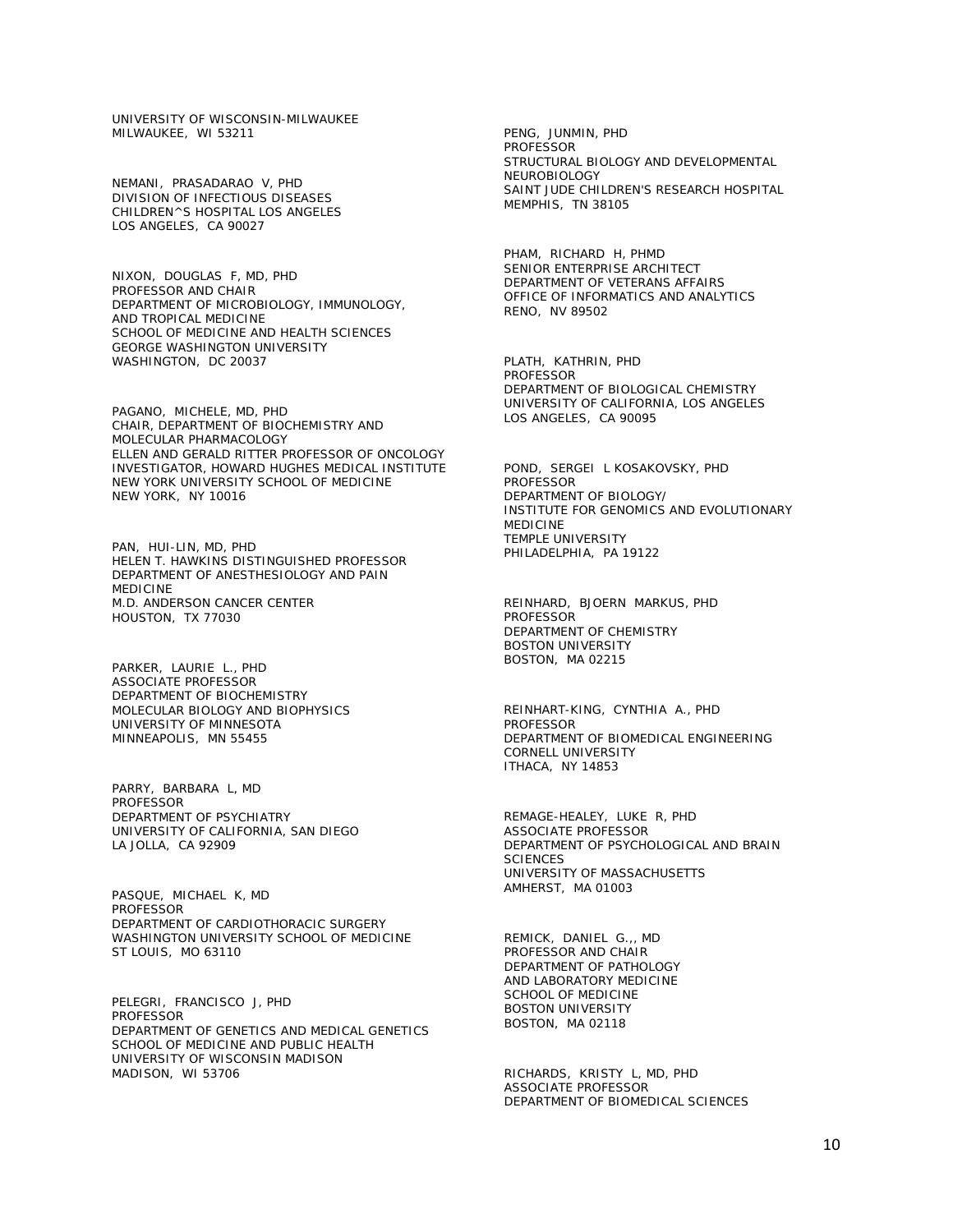UNIVERSITY OF WISCONSIN-MILWAUKEE
MILWAUKEE, WI 53211

NEMANI, PRASADARAO V, PHD
DIVISION OF INFECTIOUS DISEASES
CHILDREN^S HOSPITAL LOS ANGELES
LOS ANGELES, CA 90027

NIXON, DOUGLAS F, MD, PHD
PROFESSOR AND CHAIR
DEPARTMENT OF MICROBIOLOGY, IMMUNOLOGY, AND TROPICAL MEDICINE
SCHOOL OF MEDICINE AND HEALTH SCIENCES
GEORGE WASHINGTON UNIVERSITY
WASHINGTON, DC 20037

PAGANO, MICHELE, MD, PHD
CHAIR, DEPARTMENT OF BIOCHEMISTRY AND MOLECULAR PHARMACOLOGY
ELLEN AND GERALD RITTER PROFESSOR OF ONCOLOGY
INVESTIGATOR, HOWARD HUGHES MEDICAL INSTITUTE
NEW YORK UNIVERSITY SCHOOL OF MEDICINE
NEW YORK, NY 10016

PAN, HUI-LIN, MD, PHD
HELEN T. HAWKINS DISTINGUISHED PROFESSOR
DEPARTMENT OF ANESTHESIOLOGY AND PAIN MEDICINE
M.D. ANDERSON CANCER CENTER
HOUSTON, TX 77030

PARKER, LAURIE L., PHD
ASSOCIATE PROFESSOR
DEPARTMENT OF BIOCHEMISTRY
MOLECULAR BIOLOGY AND BIOPHYSICS
UNIVERSITY OF MINNESOTA
MINNEAPOLIS, MN 55455

PARRY, BARBARA L, MD
PROFESSOR
DEPARTMENT OF PSYCHIATRY
UNIVERSITY OF CALIFORNIA, SAN DIEGO
LA JOLLA, CA 92909

PASQUE, MICHAEL K, MD
PROFESSOR
DEPARTMENT OF CARDIOTHORACIC SURGERY
WASHINGTON UNIVERSITY SCHOOL OF MEDICINE
ST LOUIS, MO 63110

PELEGRI, FRANCISCO J, PHD
PROFESSOR
DEPARTMENT OF GENETICS AND MEDICAL GENETICS
SCHOOL OF MEDICINE AND PUBLIC HEALTH
UNIVERSITY OF WISCONSIN MADISON
MADISON, WI 53706

PENG, JUNMIN, PHD
PROFESSOR
STRUCTURAL BIOLOGY AND DEVELOPMENTAL NEUROBIOLOGY
SAINT JUDE CHILDREN'S RESEARCH HOSPITAL
MEMPHIS, TN 38105

PHAM, RICHARD H, PHMD
SENIOR ENTERPRISE ARCHITECT
DEPARTMENT OF VETERANS AFFAIRS
OFFICE OF INFORMATICS AND ANALYTICS
RENO, NV 89502

PLATH, KATHRIN, PHD
PROFESSOR
DEPARTMENT OF BIOLOGICAL CHEMISTRY
UNIVERSITY OF CALIFORNIA, LOS ANGELES
LOS ANGELES, CA 90095

POND, SERGEI L KOSAKOVSKY, PHD
PROFESSOR
DEPARTMENT OF BIOLOGY/
INSTITUTE FOR GENOMICS AND EVOLUTIONARY MEDICINE
TEMPLE UNIVERSITY
PHILADELPHIA, PA 19122

REINHARD, BJOERN MARKUS, PHD
PROFESSOR
DEPARTMENT OF CHEMISTRY
BOSTON UNIVERSITY
BOSTON, MA 02215

REINHART-KING, CYNTHIA A., PHD
PROFESSOR
DEPARTMENT OF BIOMEDICAL ENGINEERING
CORNELL UNIVERSITY
ITHACA, NY 14853

REMAGE-HEALEY, LUKE R, PHD
ASSOCIATE PROFESSOR
DEPARTMENT OF PSYCHOLOGICAL AND BRAIN SCIENCES
UNIVERSITY OF MASSACHUSETTS
AMHERST, MA 01003

REMICK, DANIEL G.,, MD
PROFESSOR AND CHAIR
DEPARTMENT OF PATHOLOGY
AND LABORATORY MEDICINE
SCHOOL OF MEDICINE
BOSTON UNIVERSITY
BOSTON, MA 02118

RICHARDS, KRISTY L, MD, PHD
ASSOCIATE PROFESSOR
DEPARTMENT OF BIOMEDICAL SCIENCES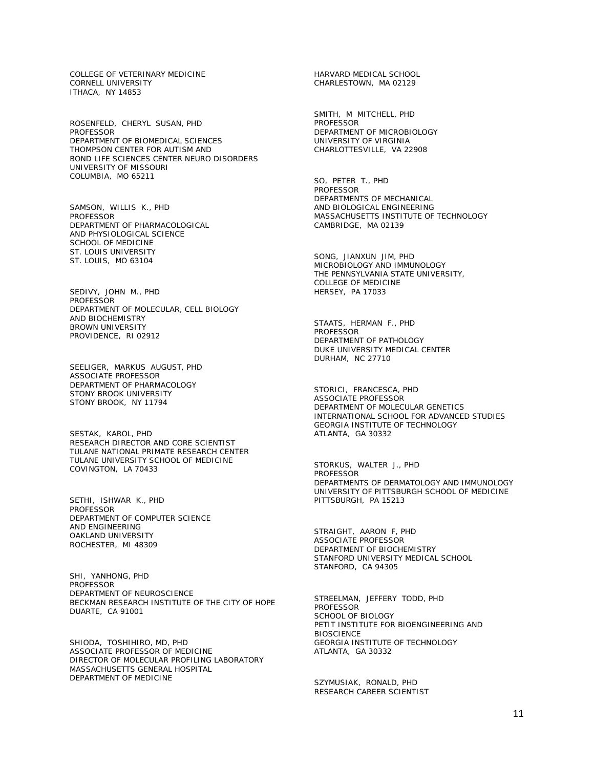COLLEGE OF VETERINARY MEDICINE
CORNELL UNIVERSITY
ITHACA, NY 14853

ROSENFELD, CHERYL SUSAN, PHD
PROFESSOR
DEPARTMENT OF BIOMEDICAL SCIENCES
THOMPSON CENTER FOR AUTISM AND
BOND LIFE SCIENCES CENTER NEURO DISORDERS
UNIVERSITY OF MISSOURI
COLUMBIA, MO 65211

SAMSON, WILLIS K., PHD
PROFESSOR
DEPARTMENT OF PHARMACOLOGICAL
AND PHYSIOLOGICAL SCIENCE
SCHOOL OF MEDICINE
ST. LOUIS UNIVERSITY
ST. LOUIS, MO 63104

SEDIVY, JOHN M., PHD
PROFESSOR
DEPARTMENT OF MOLECULAR, CELL BIOLOGY
AND BIOCHEMISTRY
BROWN UNIVERSITY
PROVIDENCE, RI 02912

SEELIGER, MARKUS AUGUST, PHD
ASSOCIATE PROFESSOR
DEPARTMENT OF PHARMACOLOGY
STONY BROOK UNIVERSITY
STONY BROOK, NY 11794

SESTAK, KAROL, PHD
RESEARCH DIRECTOR AND CORE SCIENTIST
TULANE NATIONAL PRIMATE RESEARCH CENTER
TULANE UNIVERSITY SCHOOL OF MEDICINE
COVINGTON, LA 70433

SETHI, ISHWAR K., PHD
PROFESSOR
DEPARTMENT OF COMPUTER SCIENCE
AND ENGINEERING
OAKLAND UNIVERSITY
ROCHESTER, MI 48309

SHI, YANHONG, PHD
PROFESSOR
DEPARTMENT OF NEUROSCIENCE
BECKMAN RESEARCH INSTITUTE OF THE CITY OF HOPE
DUARTE, CA 91001

SHIODA, TOSHIHIRO, MD, PHD
ASSOCIATE PROFESSOR OF MEDICINE
DIRECTOR OF MOLECULAR PROFILING LABORATORY
MASSACHUSETTS GENERAL HOSPITAL
DEPARTMENT OF MEDICINE
HARVARD MEDICAL SCHOOL
CHARLESTOWN, MA 02129

SMITH, M MITCHELL, PHD
PROFESSOR
DEPARTMENT OF MICROBIOLOGY
UNIVERSITY OF VIRGINIA
CHARLOTTESVILLE, VA 22908

SO, PETER T., PHD
PROFESSOR
DEPARTMENTS OF MECHANICAL
AND BIOLOGICAL ENGINEERING
MASSACHUSETTS INSTITUTE OF TECHNOLOGY
CAMBRIDGE, MA 02139

SONG, JIANXUN JIM, PHD
MICROBIOLOGY AND IMMUNOLOGY
THE PENNSYLVANIA STATE UNIVERSITY,
COLLEGE OF MEDICINE
HERSEY, PA 17033

STAATS, HERMAN F., PHD
PROFESSOR
DEPARTMENT OF PATHOLOGY
DUKE UNIVERSITY MEDICAL CENTER
DURHAM, NC 27710

STORICI, FRANCESCA, PHD
ASSOCIATE PROFESSOR
DEPARTMENT OF MOLECULAR GENETICS
INTERNATIONAL SCHOOL FOR ADVANCED STUDIES
GEORGIA INSTITUTE OF TECHNOLOGY
ATLANTA, GA 30332

STORKUS, WALTER J., PHD
PROFESSOR
DEPARTMENTS OF DERMATOLOGY AND IMMUNOLOGY
UNIVERSITY OF PITTSBURGH SCHOOL OF MEDICINE
PITTSBURGH, PA 15213

STRAIGHT, AARON F, PHD
ASSOCIATE PROFESSOR
DEPARTMENT OF BIOCHEMISTRY
STANFORD UNIVERSITY MEDICAL SCHOOL
STANFORD, CA 94305

STREELMAN, JEFFERY TODD, PHD
PROFESSOR
SCHOOL OF BIOLOGY
PETIT INSTITUTE FOR BIOENGINEERING AND
BIOSCIENCE
GEORGIA INSTITUTE OF TECHNOLOGY
ATLANTA, GA 30332

SZYMUSIAK, RONALD, PHD
RESEARCH CAREER SCIENTIST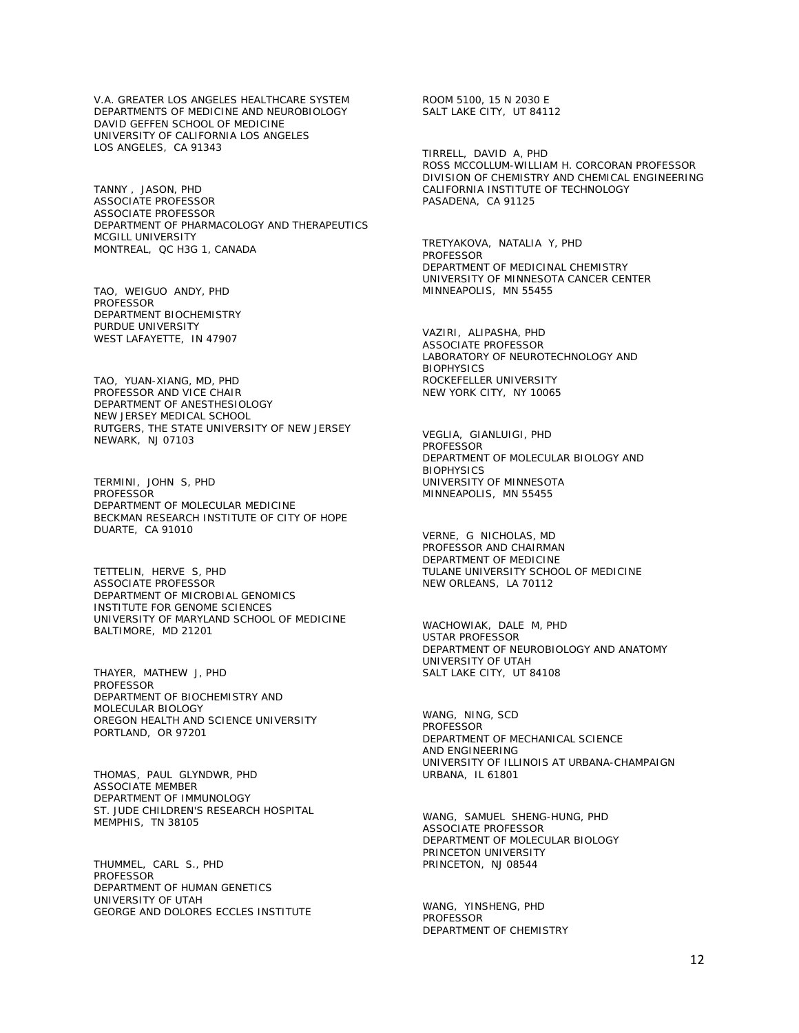V.A. GREATER LOS ANGELES HEALTHCARE SYSTEM
DEPARTMENTS OF MEDICINE AND NEUROBIOLOGY
DAVID GEFFEN SCHOOL OF MEDICINE
UNIVERSITY OF CALIFORNIA LOS ANGELES
LOS ANGELES, CA 91343

TANNY , JASON, PHD
ASSOCIATE PROFESSOR
ASSOCIATE PROFESSOR
DEPARTMENT OF PHARMACOLOGY AND THERAPEUTICS
MCGILL UNIVERSITY
MONTREAL, QC H3G 1, CANADA

TAO, WEIGUO ANDY, PHD
PROFESSOR
DEPARTMENT BIOCHEMISTRY
PURDUE UNIVERSITY
WEST LAFAYETTE, IN 47907

TAO, YUAN-XIANG, MD, PHD
PROFESSOR AND VICE CHAIR
DEPARTMENT OF ANESTHESIOLOGY
NEW JERSEY MEDICAL SCHOOL
RUTGERS, THE STATE UNIVERSITY OF NEW JERSEY
NEWARK, NJ 07103

TERMINI, JOHN S, PHD
PROFESSOR
DEPARTMENT OF MOLECULAR MEDICINE
BECKMAN RESEARCH INSTITUTE OF CITY OF HOPE
DUARTE, CA 91010

TETTELIN, HERVE S, PHD
ASSOCIATE PROFESSOR
DEPARTMENT OF MICROBIAL GENOMICS
INSTITUTE FOR GENOME SCIENCES
UNIVERSITY OF MARYLAND SCHOOL OF MEDICINE
BALTIMORE, MD 21201

THAYER, MATHEW J, PHD
PROFESSOR
DEPARTMENT OF BIOCHEMISTRY AND
MOLECULAR BIOLOGY
OREGON HEALTH AND SCIENCE UNIVERSITY
PORTLAND, OR 97201

THOMAS, PAUL GLYNDWR, PHD
ASSOCIATE MEMBER
DEPARTMENT OF IMMUNOLOGY
ST. JUDE CHILDREN'S RESEARCH HOSPITAL
MEMPHIS, TN 38105

THUMMEL, CARL S., PHD
PROFESSOR
DEPARTMENT OF HUMAN GENETICS
UNIVERSITY OF UTAH
GEORGE AND DOLORES ECCLES INSTITUTE
ROOM 5100, 15 N 2030 E
SALT LAKE CITY, UT 84112

TIRRELL, DAVID A, PHD
ROSS MCCOLLUM-WILLIAM H. CORCORAN PROFESSOR
DIVISION OF CHEMISTRY AND CHEMICAL ENGINEERING
CALIFORNIA INSTITUTE OF TECHNOLOGY
PASADENA, CA 91125

TRETYAKOVA, NATALIA Y, PHD
PROFESSOR
DEPARTMENT OF MEDICINAL CHEMISTRY
UNIVERSITY OF MINNESOTA CANCER CENTER
MINNEAPOLIS, MN 55455

VAZIRI, ALIPASHA, PHD
ASSOCIATE PROFESSOR
LABORATORY OF NEUROTECHNOLOGY AND
BIOPHYSICS
ROCKEFELLER UNIVERSITY
NEW YORK CITY, NY 10065

VEGLIA, GIANLUIGI, PHD
PROFESSOR
DEPARTMENT OF MOLECULAR BIOLOGY AND
BIOPHYSICS
UNIVERSITY OF MINNESOTA
MINNEAPOLIS, MN 55455

VERNE, G NICHOLAS, MD
PROFESSOR AND CHAIRMAN
DEPARTMENT OF MEDICINE
TULANE UNIVERSITY SCHOOL OF MEDICINE
NEW ORLEANS, LA 70112

WACHOWIAK, DALE M, PHD
USTAR PROFESSOR
DEPARTMENT OF NEUROBIOLOGY AND ANATOMY
UNIVERSITY OF UTAH
SALT LAKE CITY, UT 84108

WANG, NING, SCD
PROFESSOR
DEPARTMENT OF MECHANICAL SCIENCE
AND ENGINEERING
UNIVERSITY OF ILLINOIS AT URBANA-CHAMPAIGN
URBANA, IL 61801

WANG, SAMUEL SHENG-HUNG, PHD
ASSOCIATE PROFESSOR
DEPARTMENT OF MOLECULAR BIOLOGY
PRINCETON UNIVERSITY
PRINCETON, NJ 08544

WANG, YINSHENG, PHD
PROFESSOR
DEPARTMENT OF CHEMISTRY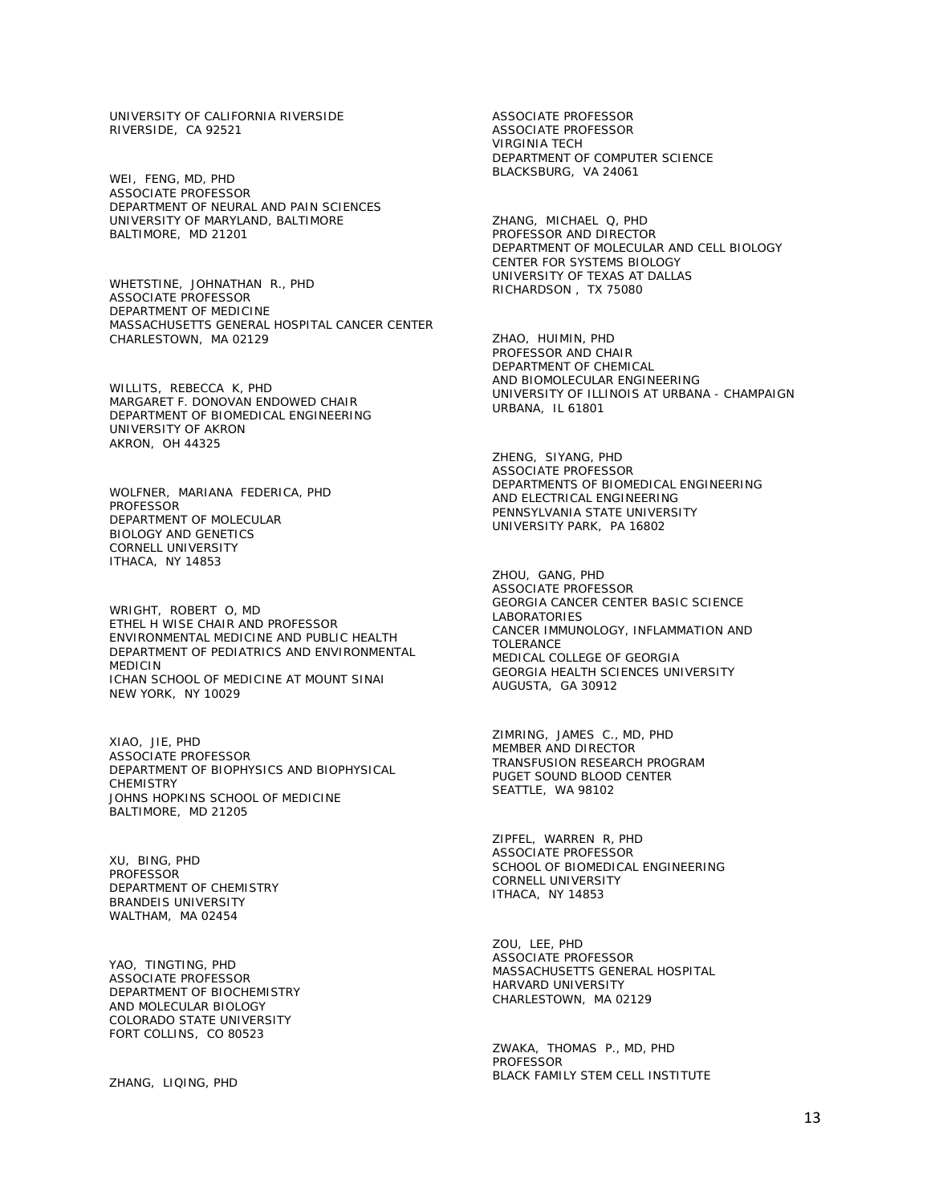UNIVERSITY OF CALIFORNIA RIVERSIDE
RIVERSIDE, CA 92521

WEI, FENG, MD, PHD
ASSOCIATE PROFESSOR
DEPARTMENT OF NEURAL AND PAIN SCIENCES
UNIVERSITY OF MARYLAND, BALTIMORE
BALTIMORE, MD 21201

WHETSTINE, JOHNATHAN R., PHD
ASSOCIATE PROFESSOR
DEPARTMENT OF MEDICINE
MASSACHUSETTS GENERAL HOSPITAL CANCER CENTER
CHARLESTOWN, MA 02129

WILLITS, REBECCA K, PHD
MARGARET F. DONOVAN ENDOWED CHAIR
DEPARTMENT OF BIOMEDICAL ENGINEERING
UNIVERSITY OF AKRON
AKRON, OH 44325

WOLFNER, MARIANA FEDERICA, PHD
PROFESSOR
DEPARTMENT OF MOLECULAR
BIOLOGY AND GENETICS
CORNELL UNIVERSITY
ITHACA, NY 14853

WRIGHT, ROBERT O, MD
ETHEL H WISE CHAIR AND PROFESSOR
ENVIRONMENTAL MEDICINE AND PUBLIC HEALTH
DEPARTMENT OF PEDIATRICS AND ENVIRONMENTAL
MEDICIN
ICHAN SCHOOL OF MEDICINE AT MOUNT SINAI
NEW YORK, NY 10029

XIAO, JIE, PHD
ASSOCIATE PROFESSOR
DEPARTMENT OF BIOPHYSICS AND BIOPHYSICAL
CHEMISTRY
JOHNS HOPKINS SCHOOL OF MEDICINE
BALTIMORE, MD 21205

XU, BING, PHD
PROFESSOR
DEPARTMENT OF CHEMISTRY
BRANDEIS UNIVERSITY
WALTHAM, MA 02454

YAO, TINGTING, PHD
ASSOCIATE PROFESSOR
DEPARTMENT OF BIOCHEMISTRY
AND MOLECULAR BIOLOGY
COLORADO STATE UNIVERSITY
FORT COLLINS, CO 80523

ZHANG, LIQING, PHD
ASSOCIATE PROFESSOR
ASSOCIATE PROFESSOR
VIRGINIA TECH
DEPARTMENT OF COMPUTER SCIENCE
BLACKSBURG, VA 24061

ZHANG, MICHAEL Q, PHD
PROFESSOR AND DIRECTOR
DEPARTMENT OF MOLECULAR AND CELL BIOLOGY
CENTER FOR SYSTEMS BIOLOGY
UNIVERSITY OF TEXAS AT DALLAS
RICHARDSON , TX 75080

ZHAO, HUIMIN, PHD
PROFESSOR AND CHAIR
DEPARTMENT OF CHEMICAL
AND BIOMOLECULAR ENGINEERING
UNIVERSITY OF ILLINOIS AT URBANA - CHAMPAIGN
URBANA, IL 61801

ZHENG, SIYANG, PHD
ASSOCIATE PROFESSOR
DEPARTMENTS OF BIOMEDICAL ENGINEERING
AND ELECTRICAL ENGINEERING
PENNSYLVANIA STATE UNIVERSITY
UNIVERSITY PARK, PA 16802

ZHOU, GANG, PHD
ASSOCIATE PROFESSOR
GEORGIA CANCER CENTER BASIC SCIENCE
LABORATORIES
CANCER IMMUNOLOGY, INFLAMMATION AND
TOLERANCE
MEDICAL COLLEGE OF GEORGIA
GEORGIA HEALTH SCIENCES UNIVERSITY
AUGUSTA, GA 30912

ZIMRING, JAMES C., MD, PHD
MEMBER AND DIRECTOR
TRANSFUSION RESEARCH PROGRAM
PUGET SOUND BLOOD CENTER
SEATTLE, WA 98102

ZIPFEL, WARREN R, PHD
ASSOCIATE PROFESSOR
SCHOOL OF BIOMEDICAL ENGINEERING
CORNELL UNIVERSITY
ITHACA, NY 14853

ZOU, LEE, PHD
ASSOCIATE PROFESSOR
MASSACHUSETTS GENERAL HOSPITAL
HARVARD UNIVERSITY
CHARLESTOWN, MA 02129

ZWAKA, THOMAS P., MD, PHD
PROFESSOR
BLACK FAMILY STEM CELL INSTITUTE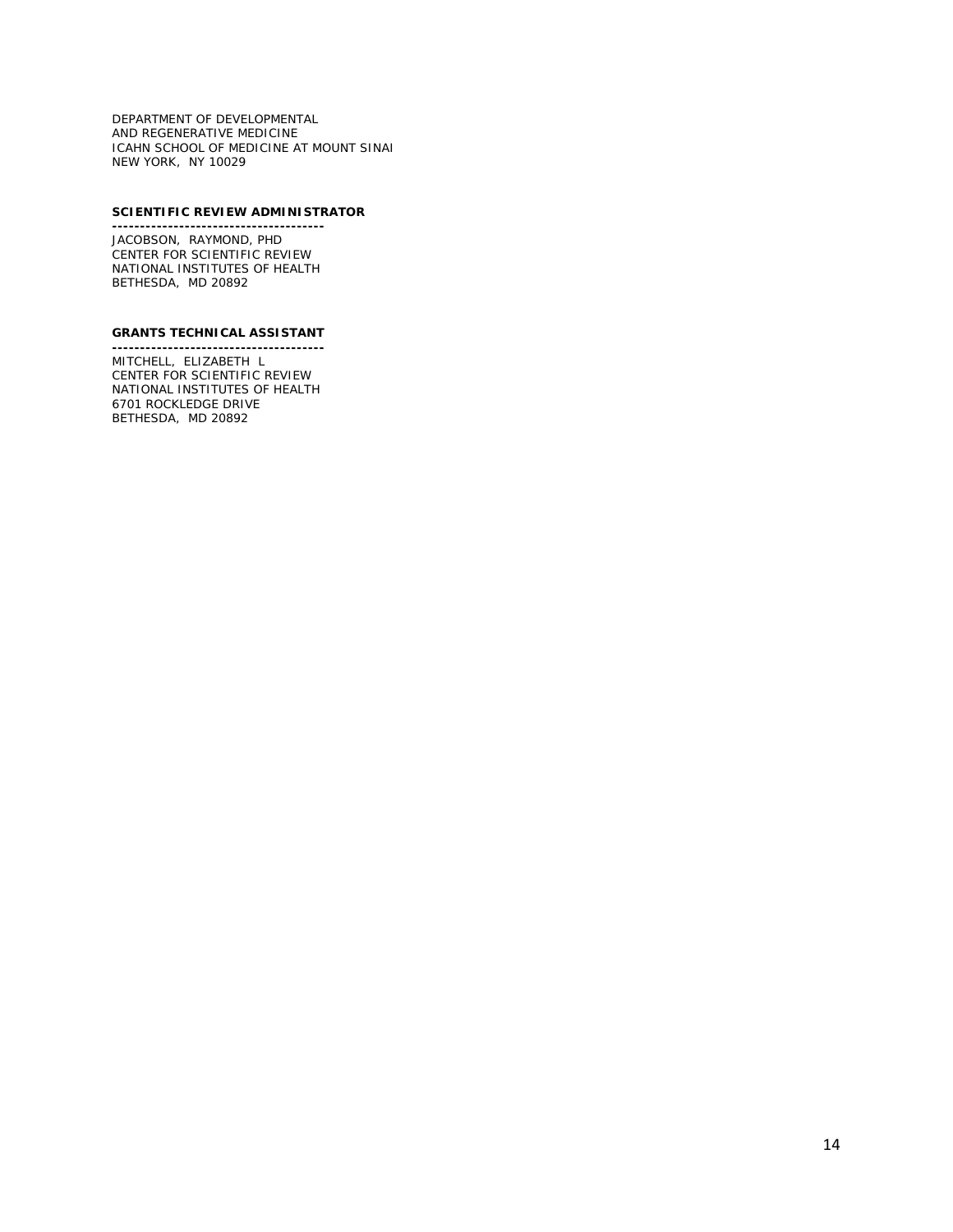DEPARTMENT OF DEVELOPMENTAL
AND REGENERATIVE MEDICINE
ICAHN SCHOOL OF MEDICINE AT MOUNT SINAI
NEW YORK, NY 10029

**SCIENTIFIC REVIEW ADMINISTRATOR**
**-------------------------------------**
JACOBSON, RAYMOND, PHD
CENTER FOR SCIENTIFIC REVIEW
NATIONAL INSTITUTES OF HEALTH
BETHESDA, MD 20892

**GRANTS TECHNICAL ASSISTANT**
**-------------------------------------**
MITCHELL, ELIZABETH L
CENTER FOR SCIENTIFIC REVIEW
NATIONAL INSTITUTES OF HEALTH
6701 ROCKLEDGE DRIVE
BETHESDA, MD 20892